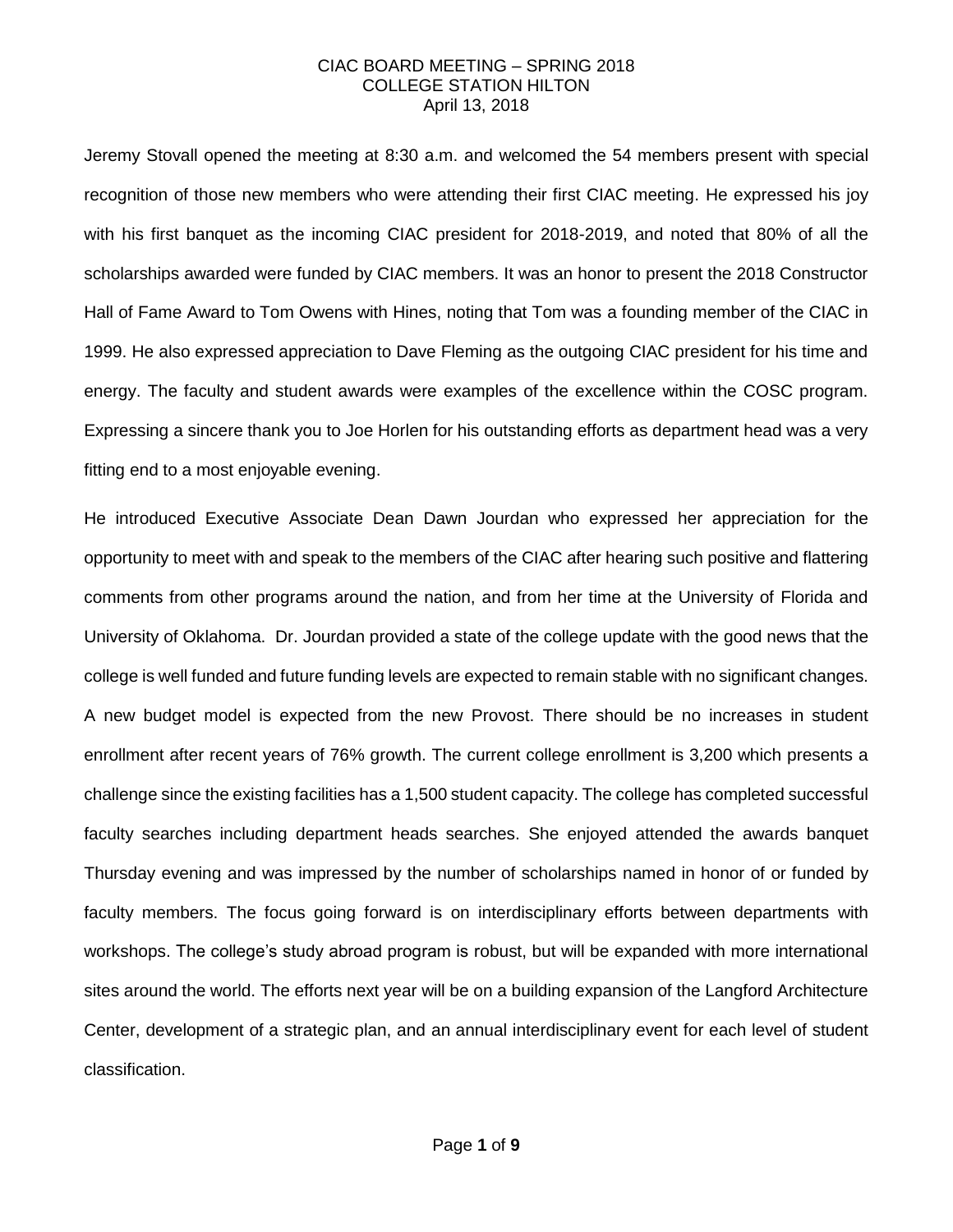# CIAC BOARD MEETING – SPRING 2018
## COLLEGE STATION HILTON
### April 13, 2018

Jeremy Stovall opened the meeting at 8:30 a.m. and welcomed the 54 members present with special recognition of those new members who were attending their first CIAC meeting. He expressed his joy with his first banquet as the incoming CIAC president for 2018-2019, and noted that 80% of all the scholarships awarded were funded by CIAC members. It was an honor to present the 2018 Constructor Hall of Fame Award to Tom Owens with Hines, noting that Tom was a founding member of the CIAC in 1999. He also expressed appreciation to Dave Fleming as the outgoing CIAC president for his time and energy. The faculty and student awards were examples of the excellence within the COSC program. Expressing a sincere thank you to Joe Horlen for his outstanding efforts as department head was a very fitting end to a most enjoyable evening.

He introduced Executive Associate Dean Dawn Jourdan who expressed her appreciation for the opportunity to meet with and speak to the members of the CIAC after hearing such positive and flattering comments from other programs around the nation, and from her time at the University of Florida and University of Oklahoma. Dr. Jourdan provided a state of the college update with the good news that the college is well funded and future funding levels are expected to remain stable with no significant changes. A new budget model is expected from the new Provost. There should be no increases in student enrollment after recent years of 76% growth. The current college enrollment is 3,200 which presents a challenge since the existing facilities has a 1,500 student capacity. The college has completed successful faculty searches including department heads searches. She enjoyed attended the awards banquet Thursday evening and was impressed by the number of scholarships named in honor of or funded by faculty members. The focus going forward is on interdisciplinary efforts between departments with workshops. The college's study abroad program is robust, but will be expanded with more international sites around the world. The efforts next year will be on a building expansion of the Langford Architecture Center, development of a strategic plan, and an annual interdisciplinary event for each level of student classification.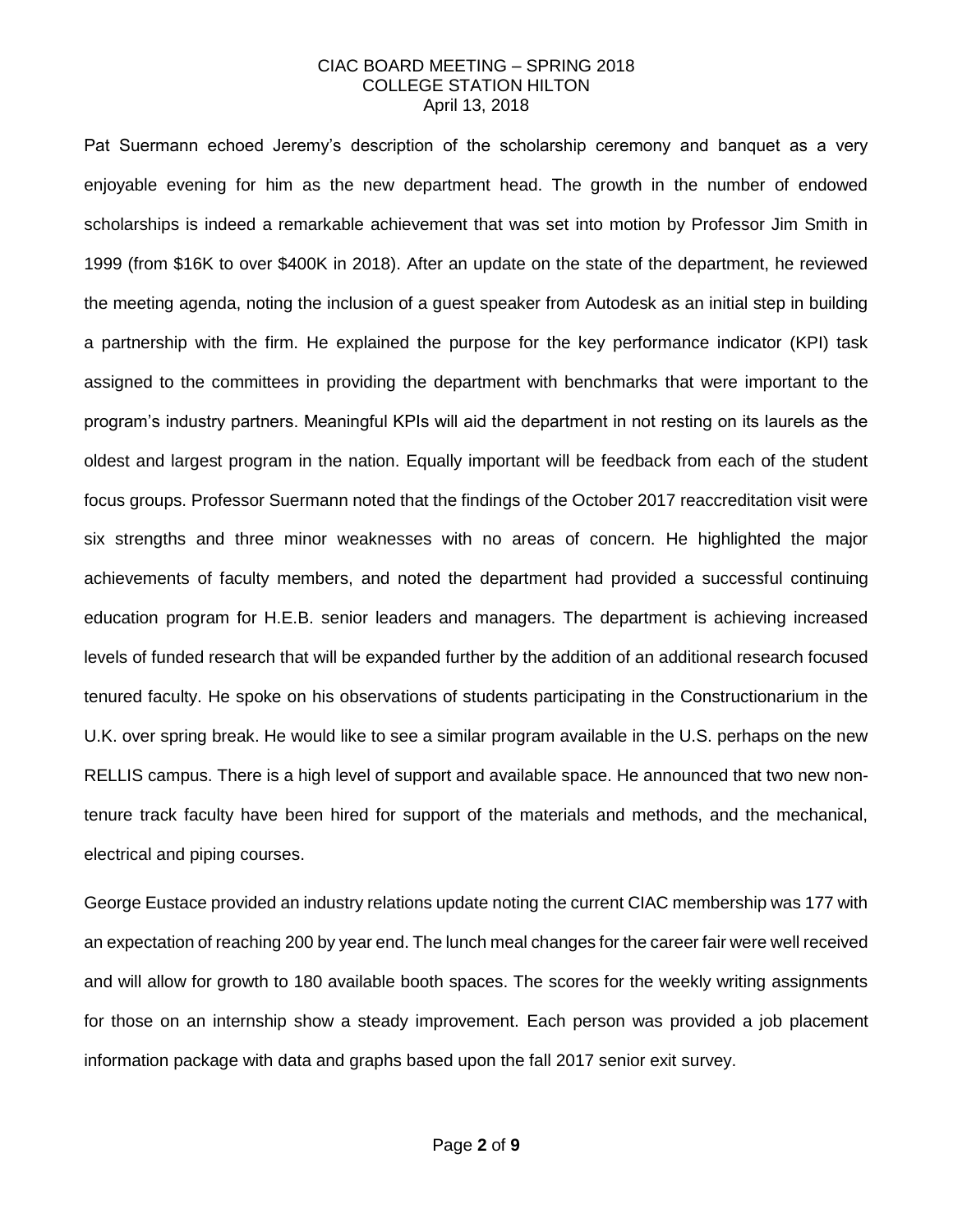Pat Suermann echoed Jeremy's description of the scholarship ceremony and banquet as a very enjoyable evening for him as the new department head. The growth in the number of endowed scholarships is indeed a remarkable achievement that was set into motion by Professor Jim Smith in 1999 (from $16K to over $400K in 2018). After an update on the state of the department, he reviewed the meeting agenda, noting the inclusion of a guest speaker from Autodesk as an initial step in building a partnership with the firm. He explained the purpose for the key performance indicator (KPI) task assigned to the committees in providing the department with benchmarks that were important to the program's industry partners. Meaningful KPIs will aid the department in not resting on its laurels as the oldest and largest program in the nation. Equally important will be feedback from each of the student focus groups. Professor Suermann noted that the findings of the October 2017 reaccreditation visit were six strengths and three minor weaknesses with no areas of concern. He highlighted the major achievements of faculty members, and noted the department had provided a successful continuing education program for H.E.B. senior leaders and managers. The department is achieving increased levels of funded research that will be expanded further by the addition of an additional research focused tenured faculty. He spoke on his observations of students participating in the Constructionarium in the U.K. over spring break. He would like to see a similar program available in the U.S. perhaps on the new RELLIS campus. There is a high level of support and available space. He announced that two new non-tenure track faculty have been hired for support of the materials and methods, and the mechanical, electrical and piping courses.

George Eustace provided an industry relations update noting the current CIAC membership was 177 with an expectation of reaching 200 by year end. The lunch meal changes for the career fair were well received and will allow for growth to 180 available booth spaces. The scores for the weekly writing assignments for those on an internship show a steady improvement. Each person was provided a job placement information package with data and graphs based upon the fall 2017 senior exit survey.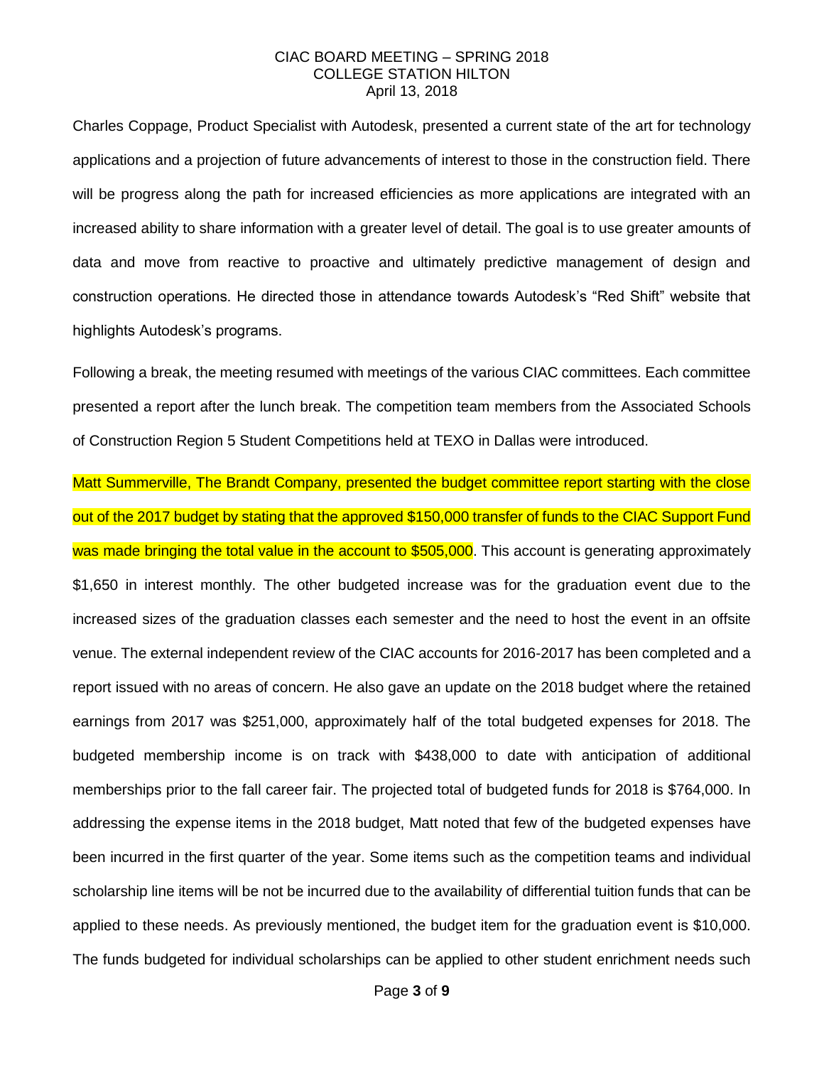Charles Coppage, Product Specialist with Autodesk, presented a current state of the art for technology applications and a projection of future advancements of interest to those in the construction field. There will be progress along the path for increased efficiencies as more applications are integrated with an increased ability to share information with a greater level of detail. The goal is to use greater amounts of data and move from reactive to proactive and ultimately predictive management of design and construction operations. He directed those in attendance towards Autodesk's "Red Shift" website that highlights Autodesk's programs.

Following a break, the meeting resumed with meetings of the various CIAC committees. Each committee presented a report after the lunch break. The competition team members from the Associated Schools of Construction Region 5 Student Competitions held at TEXO in Dallas were introduced.

Matt Summerville, The Brandt Company, presented the budget committee report starting with the close out of the 2017 budget by stating that the approved $150,000 transfer of funds to the CIAC Support Fund was made bringing the total value in the account to $505,000. This account is generating approximately $1,650 in interest monthly. The other budgeted increase was for the graduation event due to the increased sizes of the graduation classes each semester and the need to host the event in an offsite venue. The external independent review of the CIAC accounts for 2016-2017 has been completed and a report issued with no areas of concern. He also gave an update on the 2018 budget where the retained earnings from 2017 was $251,000, approximately half of the total budgeted expenses for 2018. The budgeted membership income is on track with $438,000 to date with anticipation of additional memberships prior to the fall career fair. The projected total of budgeted funds for 2018 is $764,000. In addressing the expense items in the 2018 budget, Matt noted that few of the budgeted expenses have been incurred in the first quarter of the year. Some items such as the competition teams and individual scholarship line items will be not be incurred due to the availability of differential tuition funds that can be applied to these needs. As previously mentioned, the budget item for the graduation event is $10,000. The funds budgeted for individual scholarships can be applied to other student enrichment needs such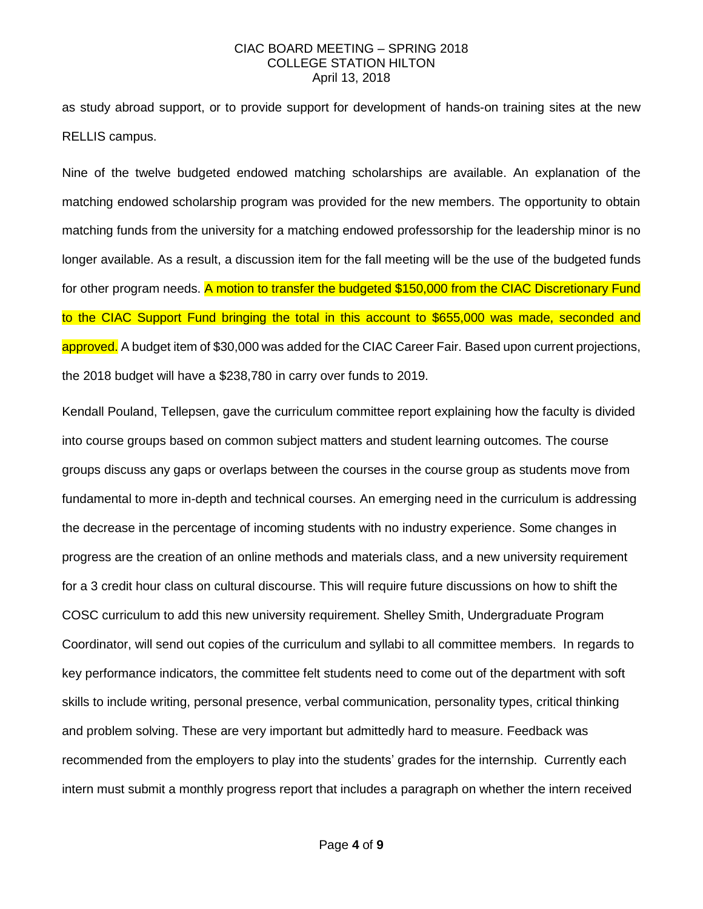as study abroad support, or to provide support for development of hands-on training sites at the new RELLIS campus.

Nine of the twelve budgeted endowed matching scholarships are available. An explanation of the matching endowed scholarship program was provided for the new members. The opportunity to obtain matching funds from the university for a matching endowed professorship for the leadership minor is no longer available. As a result, a discussion item for the fall meeting will be the use of the budgeted funds for other program needs. A motion to transfer the budgeted $150,000 from the CIAC Discretionary Fund to the CIAC Support Fund bringing the total in this account to $655,000 was made, seconded and approved. A budget item of $30,000 was added for the CIAC Career Fair. Based upon current projections, the 2018 budget will have a $238,780 in carry over funds to 2019.

Kendall Pouland, Tellepsen, gave the curriculum committee report explaining how the faculty is divided into course groups based on common subject matters and student learning outcomes. The course groups discuss any gaps or overlaps between the courses in the course group as students move from fundamental to more in-depth and technical courses. An emerging need in the curriculum is addressing the decrease in the percentage of incoming students with no industry experience. Some changes in progress are the creation of an online methods and materials class, and a new university requirement for a 3 credit hour class on cultural discourse. This will require future discussions on how to shift the COSC curriculum to add this new university requirement. Shelley Smith, Undergraduate Program Coordinator, will send out copies of the curriculum and syllabi to all committee members. In regards to key performance indicators, the committee felt students need to come out of the department with soft skills to include writing, personal presence, verbal communication, personality types, critical thinking and problem solving. These are very important but admittedly hard to measure. Feedback was recommended from the employers to play into the students' grades for the internship. Currently each intern must submit a monthly progress report that includes a paragraph on whether the intern received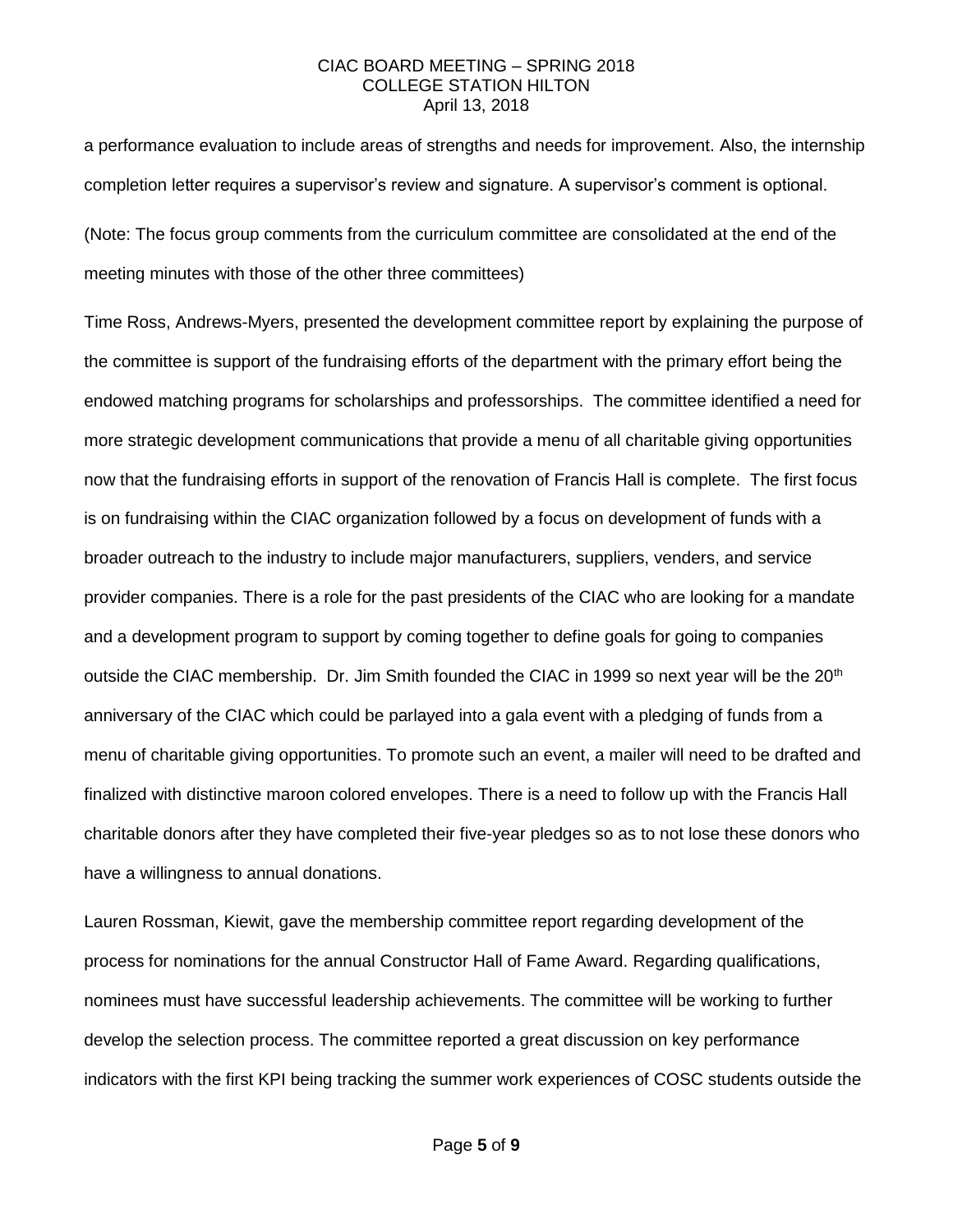a performance evaluation to include areas of strengths and needs for improvement. Also, the internship completion letter requires a supervisor's review and signature. A supervisor's comment is optional.

(Note: The focus group comments from the curriculum committee are consolidated at the end of the meeting minutes with those of the other three committees)

Time Ross, Andrews-Myers, presented the development committee report by explaining the purpose of the committee is support of the fundraising efforts of the department with the primary effort being the endowed matching programs for scholarships and professorships. The committee identified a need for more strategic development communications that provide a menu of all charitable giving opportunities now that the fundraising efforts in support of the renovation of Francis Hall is complete. The first focus is on fundraising within the CIAC organization followed by a focus on development of funds with a broader outreach to the industry to include major manufacturers, suppliers, venders, and service provider companies. There is a role for the past presidents of the CIAC who are looking for a mandate and a development program to support by coming together to define goals for going to companies outside the CIAC membership. Dr. Jim Smith founded the CIAC in 1999 so next year will be the 20th anniversary of the CIAC which could be parlayed into a gala event with a pledging of funds from a menu of charitable giving opportunities. To promote such an event, a mailer will need to be drafted and finalized with distinctive maroon colored envelopes. There is a need to follow up with the Francis Hall charitable donors after they have completed their five-year pledges so as to not lose these donors who have a willingness to annual donations.

Lauren Rossman, Kiewit, gave the membership committee report regarding development of the process for nominations for the annual Constructor Hall of Fame Award. Regarding qualifications, nominees must have successful leadership achievements. The committee will be working to further develop the selection process. The committee reported a great discussion on key performance indicators with the first KPI being tracking the summer work experiences of COSC students outside the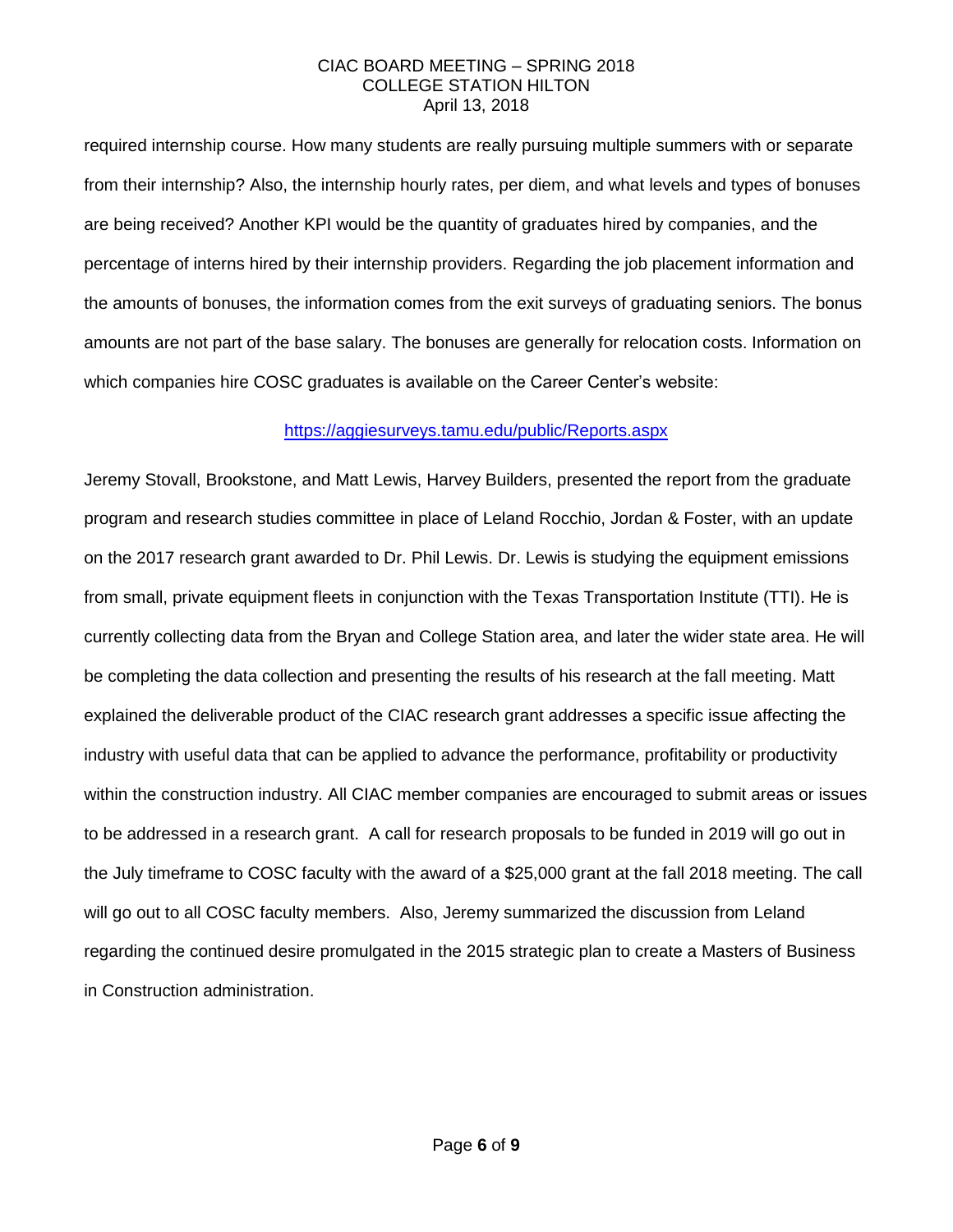required internship course. How many students are really pursuing multiple summers with or separate from their internship? Also, the internship hourly rates, per diem, and what levels and types of bonuses are being received? Another KPI would be the quantity of graduates hired by companies, and the percentage of interns hired by their internship providers. Regarding the job placement information and the amounts of bonuses, the information comes from the exit surveys of graduating seniors. The bonus amounts are not part of the base salary. The bonuses are generally for relocation costs. Information on which companies hire COSC graduates is available on the Career Center's website:

https://aggiesurveys.tamu.edu/public/Reports.aspx

Jeremy Stovall, Brookstone, and Matt Lewis, Harvey Builders, presented the report from the graduate program and research studies committee in place of Leland Rocchio, Jordan & Foster, with an update on the 2017 research grant awarded to Dr. Phil Lewis. Dr. Lewis is studying the equipment emissions from small, private equipment fleets in conjunction with the Texas Transportation Institute (TTI). He is currently collecting data from the Bryan and College Station area, and later the wider state area. He will be completing the data collection and presenting the results of his research at the fall meeting. Matt explained the deliverable product of the CIAC research grant addresses a specific issue affecting the industry with useful data that can be applied to advance the performance, profitability or productivity within the construction industry. All CIAC member companies are encouraged to submit areas or issues to be addressed in a research grant. A call for research proposals to be funded in 2019 will go out in the July timeframe to COSC faculty with the award of a $25,000 grant at the fall 2018 meeting. The call will go out to all COSC faculty members. Also, Jeremy summarized the discussion from Leland regarding the continued desire promulgated in the 2015 strategic plan to create a Masters of Business in Construction administration.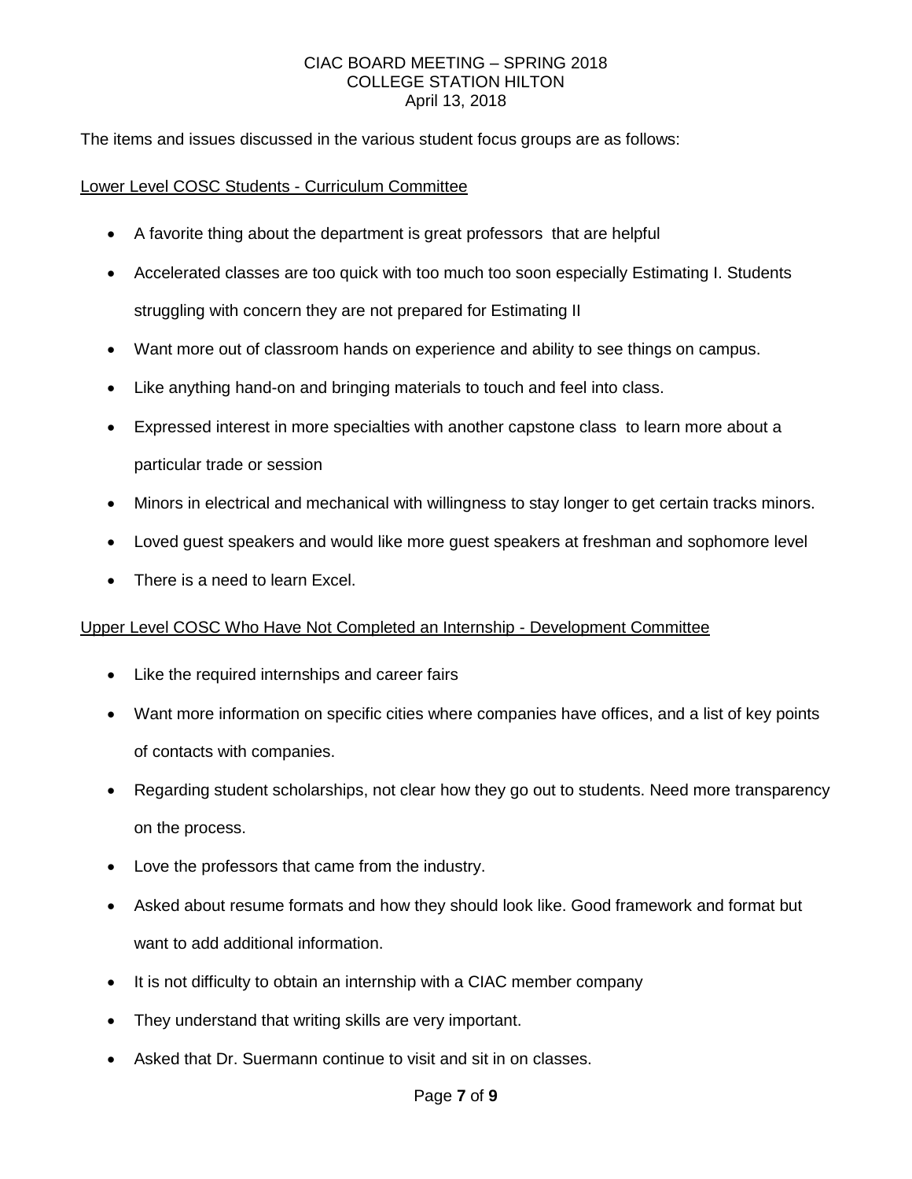The items and issues discussed in the various student focus groups are as follows:

Lower Level COSC Students - Curriculum Committee

- A favorite thing about the department is great professors that are helpful
- Accelerated classes are too quick with too much too soon especially Estimating I. Students struggling with concern they are not prepared for Estimating II
- Want more out of classroom hands on experience and ability to see things on campus.
- Like anything hand-on and bringing materials to touch and feel into class.
- Expressed interest in more specialties with another capstone class to learn more about a particular trade or session
- Minors in electrical and mechanical with willingness to stay longer to get certain tracks minors.
- Loved guest speakers and would like more guest speakers at freshman and sophomore level
- There is a need to learn Excel.

Upper Level COSC Who Have Not Completed an Internship - Development Committee

- Like the required internships and career fairs
- Want more information on specific cities where companies have offices, and a list of key points of contacts with companies.
- Regarding student scholarships, not clear how they go out to students. Need more transparency on the process.
- Love the professors that came from the industry.
- Asked about resume formats and how they should look like. Good framework and format but want to add additional information.
- It is not difficulty to obtain an internship with a CIAC member company
- They understand that writing skills are very important.
- Asked that Dr. Suermann continue to visit and sit in on classes.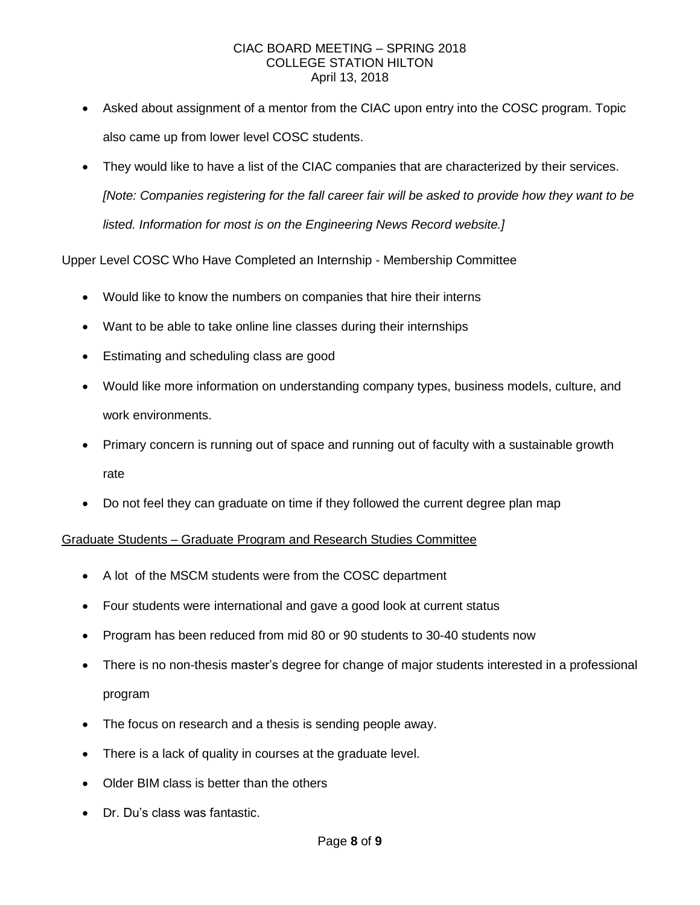- Asked about assignment of a mentor from the CIAC upon entry into the COSC program. Topic also came up from lower level COSC students.
- They would like to have a list of the CIAC companies that are characterized by their services. *[Note: Companies registering for the fall career fair will be asked to provide how they want to be listed. Information for most is on the Engineering News Record website.]*

Upper Level COSC Who Have Completed an Internship - Membership Committee

- Would like to know the numbers on companies that hire their interns
- Want to be able to take online line classes during their internships
- Estimating and scheduling class are good
- Would like more information on understanding company types, business models, culture, and work environments.
- Primary concern is running out of space and running out of faculty with a sustainable growth rate
- Do not feel they can graduate on time if they followed the current degree plan map

<u>Graduate Students – Graduate Program and Research Studies Committee</u>

- A lot of the MSCM students were from the COSC department
- Four students were international and gave a good look at current status
- Program has been reduced from mid 80 or 90 students to 30-40 students now
- There is no non-thesis master's degree for change of major students interested in a professional program
- The focus on research and a thesis is sending people away.
- There is a lack of quality in courses at the graduate level.
- Older BIM class is better than the others
- Dr. Du's class was fantastic.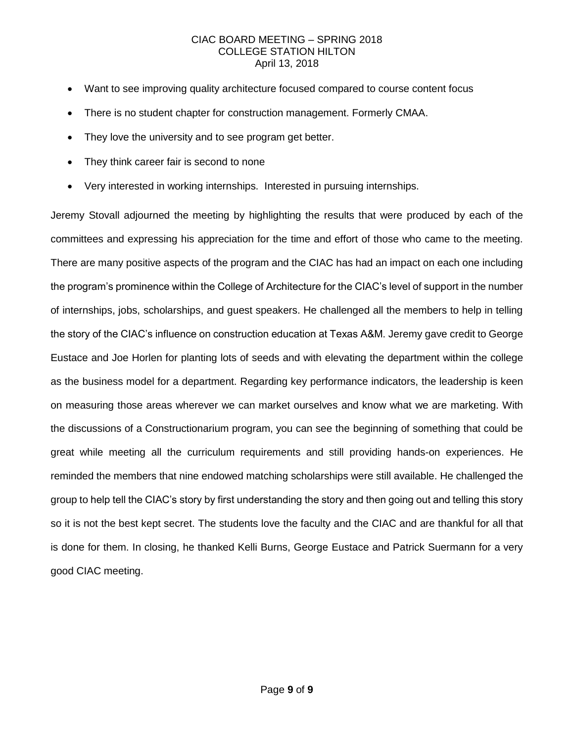- Want to see improving quality architecture focused compared to course content focus
- There is no student chapter for construction management. Formerly CMAA.
- They love the university and to see program get better.
- They think career fair is second to none
- Very interested in working internships. Interested in pursuing internships.

Jeremy Stovall adjourned the meeting by highlighting the results that were produced by each of the committees and expressing his appreciation for the time and effort of those who came to the meeting. There are many positive aspects of the program and the CIAC has had an impact on each one including the program's prominence within the College of Architecture for the CIAC's level of support in the number of internships, jobs, scholarships, and guest speakers. He challenged all the members to help in telling the story of the CIAC's influence on construction education at Texas A&M. Jeremy gave credit to George Eustace and Joe Horlen for planting lots of seeds and with elevating the department within the college as the business model for a department. Regarding key performance indicators, the leadership is keen on measuring those areas wherever we can market ourselves and know what we are marketing. With the discussions of a Constructionarium program, you can see the beginning of something that could be great while meeting all the curriculum requirements and still providing hands-on experiences. He reminded the members that nine endowed matching scholarships were still available. He challenged the group to help tell the CIAC's story by first understanding the story and then going out and telling this story so it is not the best kept secret. The students love the faculty and the CIAC and are thankful for all that is done for them. In closing, he thanked Kelli Burns, George Eustace and Patrick Suermann for a very good CIAC meeting.